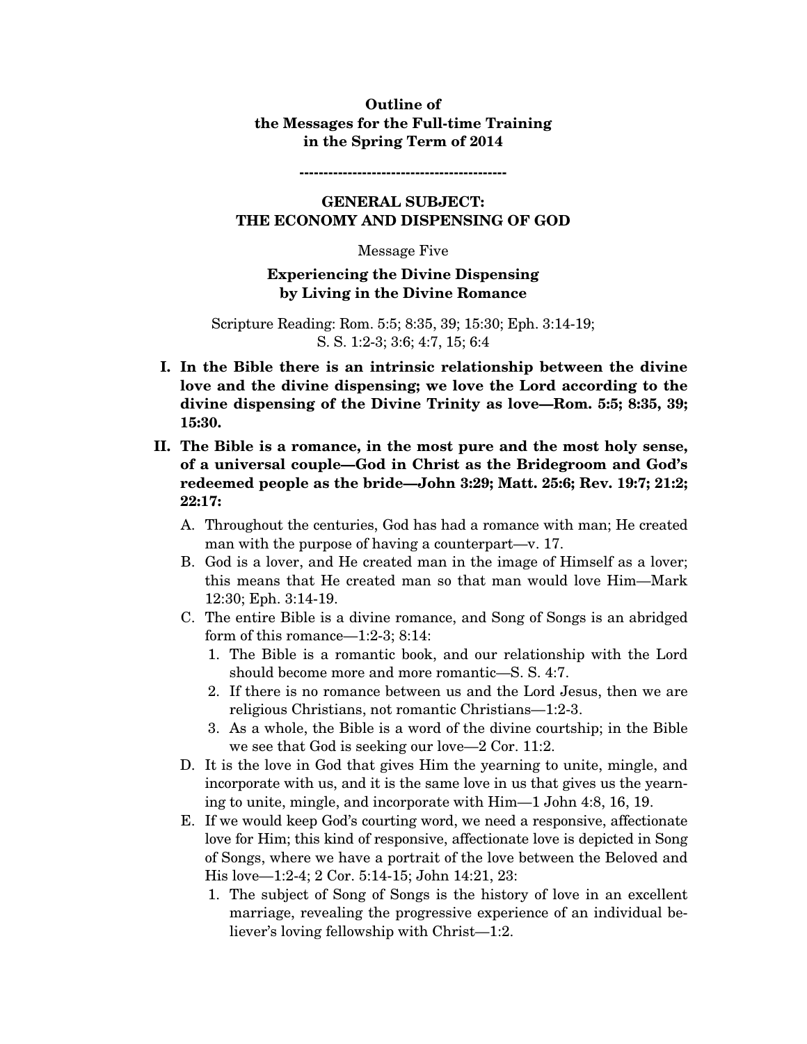**Outline of**
**the Messages for the Full-time Training**
**in the Spring Term of 2014**

-------------------------------------------

## GENERAL SUBJECT: THE ECONOMY AND DISPENSING OF GOD

Message Five

### Experiencing the Divine Dispensing by Living in the Divine Romance

Scripture Reading: Rom. 5:5; 8:35, 39; 15:30; Eph. 3:14-19; S. S. 1:2-3; 3:6; 4:7, 15; 6:4

**I. In the Bible there is an intrinsic relationship between the divine love and the divine dispensing; we love the Lord according to the divine dispensing of the Divine Trinity as love—Rom. 5:5; 8:35, 39; 15:30.**

**II. The Bible is a romance, in the most pure and the most holy sense, of a universal couple—God in Christ as the Bridegroom and God's redeemed people as the bride—John 3:29; Matt. 25:6; Rev. 19:7; 21:2; 22:17:**

A. Throughout the centuries, God has had a romance with man; He created man with the purpose of having a counterpart—v. 17.

B. God is a lover, and He created man in the image of Himself as a lover; this means that He created man so that man would love Him—Mark 12:30; Eph. 3:14-19.

C. The entire Bible is a divine romance, and Song of Songs is an abridged form of this romance—1:2-3; 8:14:

1. The Bible is a romantic book, and our relationship with the Lord should become more and more romantic—S. S. 4:7.
2. If there is no romance between us and the Lord Jesus, then we are religious Christians, not romantic Christians—1:2-3.
3. As a whole, the Bible is a word of the divine courtship; in the Bible we see that God is seeking our love—2 Cor. 11:2.

D. It is the love in God that gives Him the yearning to unite, mingle, and incorporate with us, and it is the same love in us that gives us the yearning to unite, mingle, and incorporate with Him—1 John 4:8, 16, 19.

E. If we would keep God's courting word, we need a responsive, affectionate love for Him; this kind of responsive, affectionate love is depicted in Song of Songs, where we have a portrait of the love between the Beloved and His love—1:2-4; 2 Cor. 5:14-15; John 14:21, 23:

1. The subject of Song of Songs is the history of love in an excellent marriage, revealing the progressive experience of an individual believer's loving fellowship with Christ—1:2.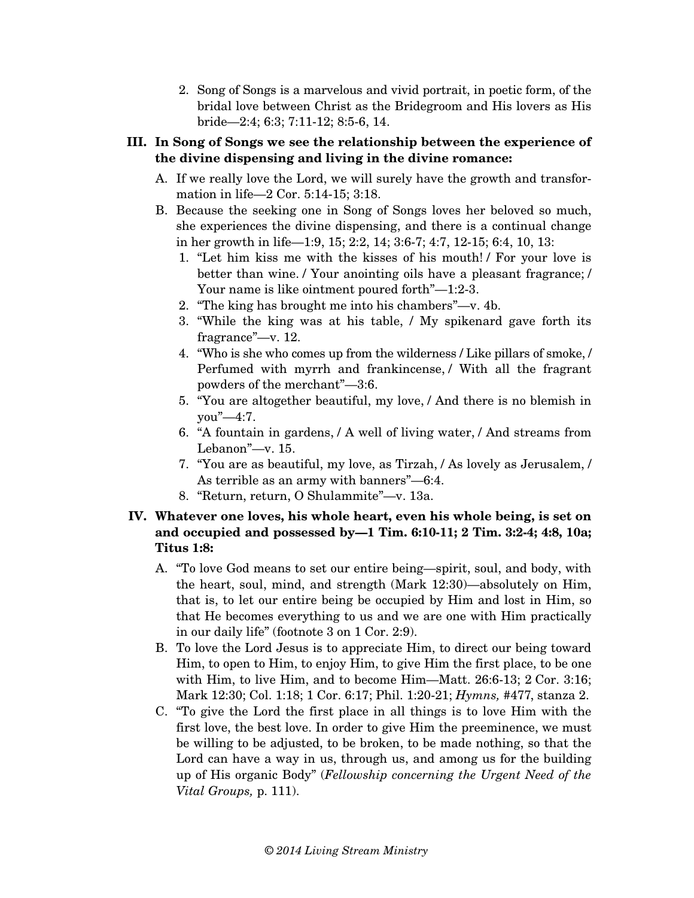2. Song of Songs is a marvelous and vivid portrait, in poetic form, of the bridal love between Christ as the Bridegroom and His lovers as His bride—2:4; 6:3; 7:11-12; 8:5-6, 14.

**III. In Song of Songs we see the relationship between the experience of the divine dispensing and living in the divine romance:**

A. If we really love the Lord, we will surely have the growth and transformation in life—2 Cor. 5:14-15; 3:18.

B. Because the seeking one in Song of Songs loves her beloved so much, she experiences the divine dispensing, and there is a continual change in her growth in life—1:9, 15; 2:2, 14; 3:6-7; 4:7, 12-15; 6:4, 10, 13:

1. "Let him kiss me with the kisses of his mouth! / For your love is better than wine. / Your anointing oils have a pleasant fragrance; / Your name is like ointment poured forth"—1:2-3.
2. "The king has brought me into his chambers"—v. 4b.
3. "While the king was at his table, / My spikenard gave forth its fragrance"—v. 12.
4. "Who is she who comes up from the wilderness / Like pillars of smoke, / Perfumed with myrrh and frankincense, / With all the fragrant powders of the merchant"—3:6.
5. "You are altogether beautiful, my love, / And there is no blemish in you"—4:7.
6. "A fountain in gardens, / A well of living water, / And streams from Lebanon"—v. 15.
7. "You are as beautiful, my love, as Tirzah, / As lovely as Jerusalem, / As terrible as an army with banners"—6:4.
8. "Return, return, O Shulammite"—v. 13a.

**IV. Whatever one loves, his whole heart, even his whole being, is set on and occupied and possessed by—1 Tim. 6:10-11; 2 Tim. 3:2-4; 4:8, 10a; Titus 1:8:**

A. "To love God means to set our entire being—spirit, soul, and body, with the heart, soul, mind, and strength (Mark 12:30)—absolutely on Him, that is, to let our entire being be occupied by Him and lost in Him, so that He becomes everything to us and we are one with Him practically in our daily life" (footnote 3 on 1 Cor. 2:9).

B. To love the Lord Jesus is to appreciate Him, to direct our being toward Him, to open to Him, to enjoy Him, to give Him the first place, to be one with Him, to live Him, and to become Him—Matt. 26:6-13; 2 Cor. 3:16; Mark 12:30; Col. 1:18; 1 Cor. 6:17; Phil. 1:20-21; *Hymns,* #477, stanza 2.

C. "To give the Lord the first place in all things is to love Him with the first love, the best love. In order to give Him the preeminence, we must be willing to be adjusted, to be broken, to be made nothing, so that the Lord can have a way in us, through us, and among us for the building up of His organic Body" (*Fellowship concerning the Urgent Need of the Vital Groups,* p. 111).

*© 2014 Living Stream Ministry*